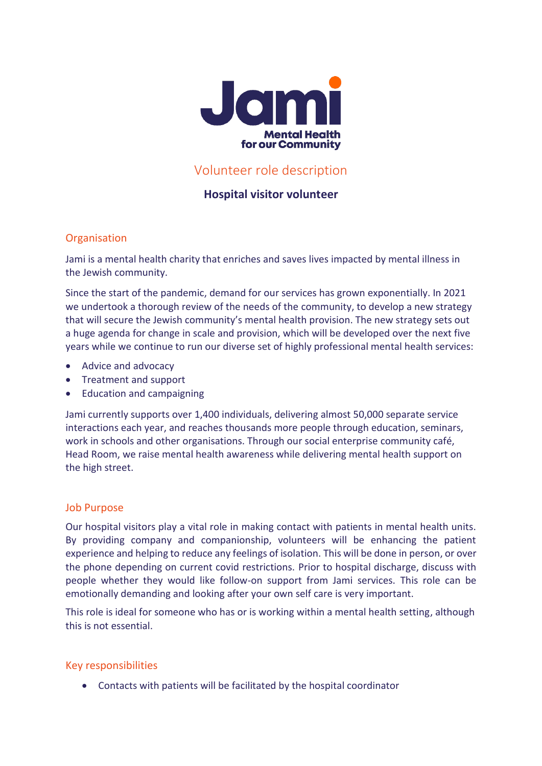Jami

Mental Health for our Community

# Volunteer role description

## Hospital visitor volunteer

### Organisation

Jami is a mental health charity that enriches and saves lives impacted by mental illness in the Jewish community.

Since the start of the pandemic, demand for our services has grown exponentially. In 2021 we undertook a thorough review of the needs of the community, to develop a new strategy that will secure the Jewish community's mental health provision. The new strategy sets out a huge agenda for change in scale and provision, which will be developed over the next five years while we continue to run our diverse set of highly professional mental health services:

- Advice and advocacy
- Treatment and support
- Education and campaigning

Jami currently supports over 1,400 individuals, delivering almost 50,000 separate service interactions each year, and reaches thousands more people through education, seminars, work in schools and other organisations. Through our social enterprise community café, Head Room, we raise mental health awareness while delivering mental health support on the high street.

### Job Purpose

Our hospital visitors play a vital role in making contact with patients in mental health units. By providing company and companionship, volunteers will be enhancing the patient experience and helping to reduce any feelings of isolation. This will be done in person, or over the phone depending on current covid restrictions. Prior to hospital discharge, discuss with people whether they would like follow-on support from Jami services. This role can be emotionally demanding and looking after your own self care is very important.

This role is ideal for someone who has or is working within a mental health setting, although this is not essential.

### Key responsibilities

- Contacts with patients will be facilitated by the hospital coordinator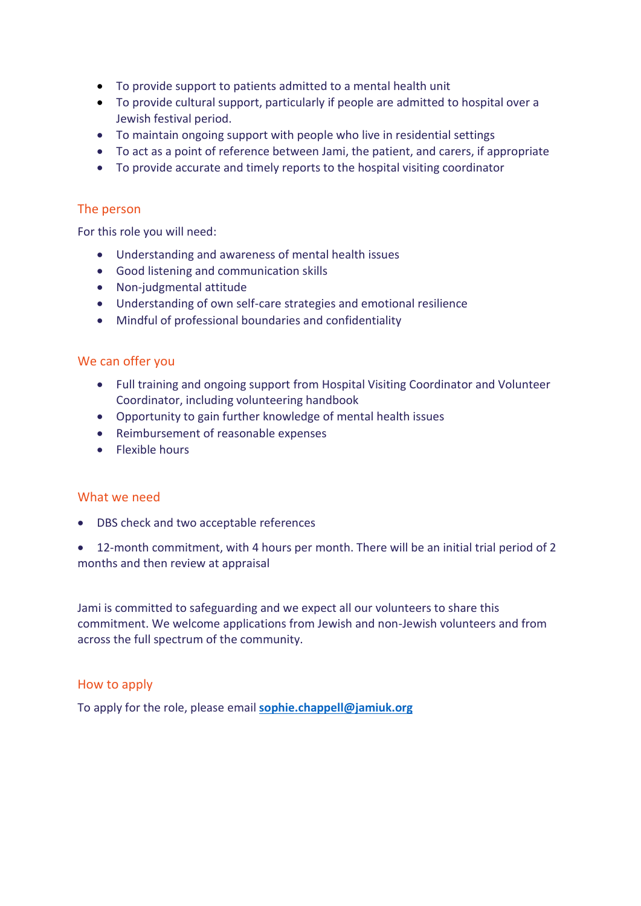- To provide support to patients admitted to a mental health unit
- To provide cultural support, particularly if people are admitted to hospital over a Jewish festival period.
- To maintain ongoing support with people who live in residential settings
- To act as a point of reference between Jami, the patient, and carers, if appropriate
- To provide accurate and timely reports to the hospital visiting coordinator

## The person

For this role you will need:

- Understanding and awareness of mental health issues
- Good listening and communication skills
- Non-judgmental attitude
- Understanding of own self-care strategies and emotional resilience
- Mindful of professional boundaries and confidentiality

## We can offer you

- Full training and ongoing support from Hospital Visiting Coordinator and Volunteer Coordinator, including volunteering handbook
- Opportunity to gain further knowledge of mental health issues
- Reimbursement of reasonable expenses
- Flexible hours

## What we need

- DBS check and two acceptable references
- 12-month commitment, with 4 hours per month. There will be an initial trial period of 2 months and then review at appraisal

Jami is committed to safeguarding and we expect all our volunteers to share this commitment. We welcome applications from Jewish and non-Jewish volunteers and from across the full spectrum of the community.

## How to apply

To apply for the role, please email **sophie.chappell@jamiuk.org**